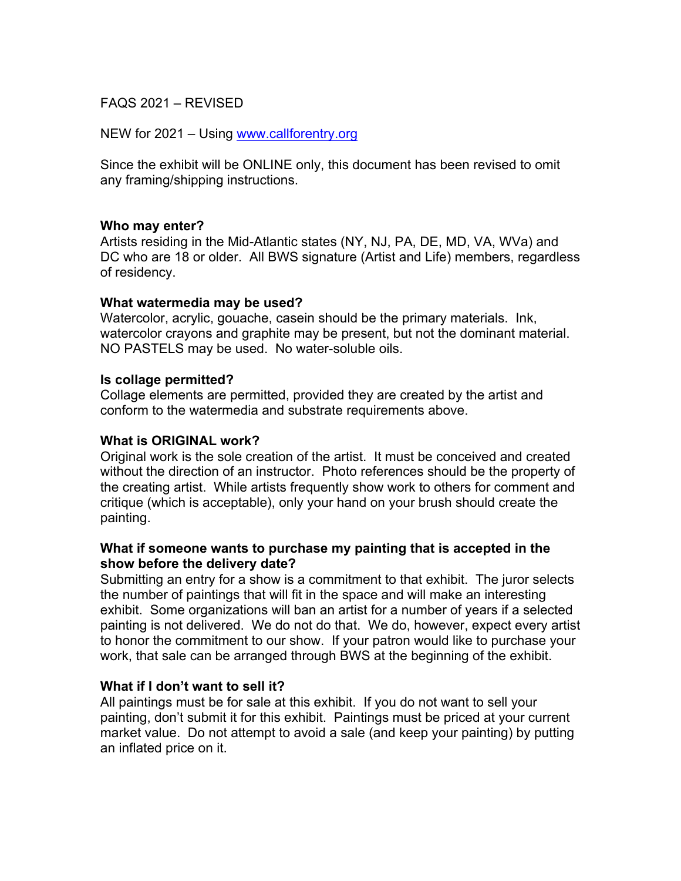FAQS 2021 – REVISED

NEW for 2021 – Using [www.callforentry.org](http://www.callforentry.org)

Since the exhibit will be ONLINE only, this document has been revised to omit any framing/shipping instructions.

**Who may enter?**
Artists residing in the Mid-Atlantic states (NY, NJ, PA, DE, MD, VA, WVa) and DC who are 18 or older. All BWS signature (Artist and Life) members, regardless of residency.

**What watermedia may be used?**
Watercolor, acrylic, gouache, casein should be the primary materials. Ink, watercolor crayons and graphite may be present, but not the dominant material. NO PASTELS may be used. No water-soluble oils.

**Is collage permitted?**
Collage elements are permitted, provided they are created by the artist and conform to the watermedia and substrate requirements above.

**What is ORIGINAL work?**
Original work is the sole creation of the artist. It must be conceived and created without the direction of an instructor. Photo references should be the property of the creating artist. While artists frequently show work to others for comment and critique (which is acceptable), only your hand on your brush should create the painting.

**What if someone wants to purchase my painting that is accepted in the show before the delivery date?**
Submitting an entry for a show is a commitment to that exhibit. The juror selects the number of paintings that will fit in the space and will make an interesting exhibit. Some organizations will ban an artist for a number of years if a selected painting is not delivered. We do not do that. We do, however, expect every artist to honor the commitment to our show. If your patron would like to purchase your work, that sale can be arranged through BWS at the beginning of the exhibit.

**What if I don't want to sell it?**
All paintings must be for sale at this exhibit. If you do not want to sell your painting, don't submit it for this exhibit. Paintings must be priced at your current market value. Do not attempt to avoid a sale (and keep your painting) by putting an inflated price on it.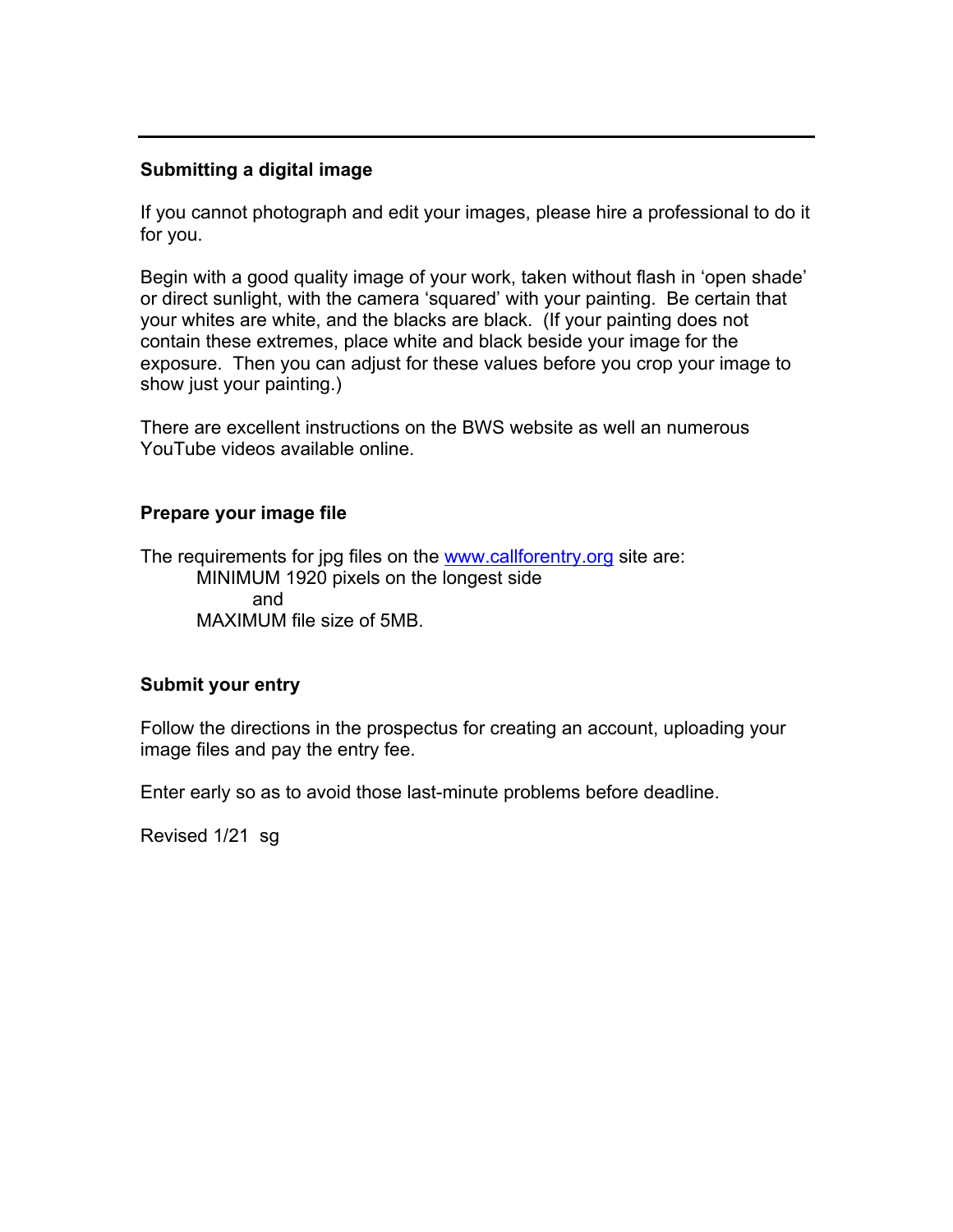---

**Submitting a digital image**

If you cannot photograph and edit your images, please hire a professional to do it for you.

Begin with a good quality image of your work, taken without flash in 'open shade' or direct sunlight, with the camera 'squared' with your painting. Be certain that your whites are white, and the blacks are black. (If your painting does not contain these extremes, place white and black beside your image for the exposure. Then you can adjust for these values before you crop your image to show just your painting.)

There are excellent instructions on the BWS website as well an numerous YouTube videos available online.

**Prepare your image file**

The requirements for jpg files on the [www.callforentry.org](www.callforentry.org) site are:

MINIMUM 1920 pixels on the longest side

and

MAXIMUM file size of 5MB.

**Submit your entry**

Follow the directions in the prospectus for creating an account, uploading your image files and pay the entry fee.

Enter early so as to avoid those last-minute problems before deadline.

Revised 1/21 sg